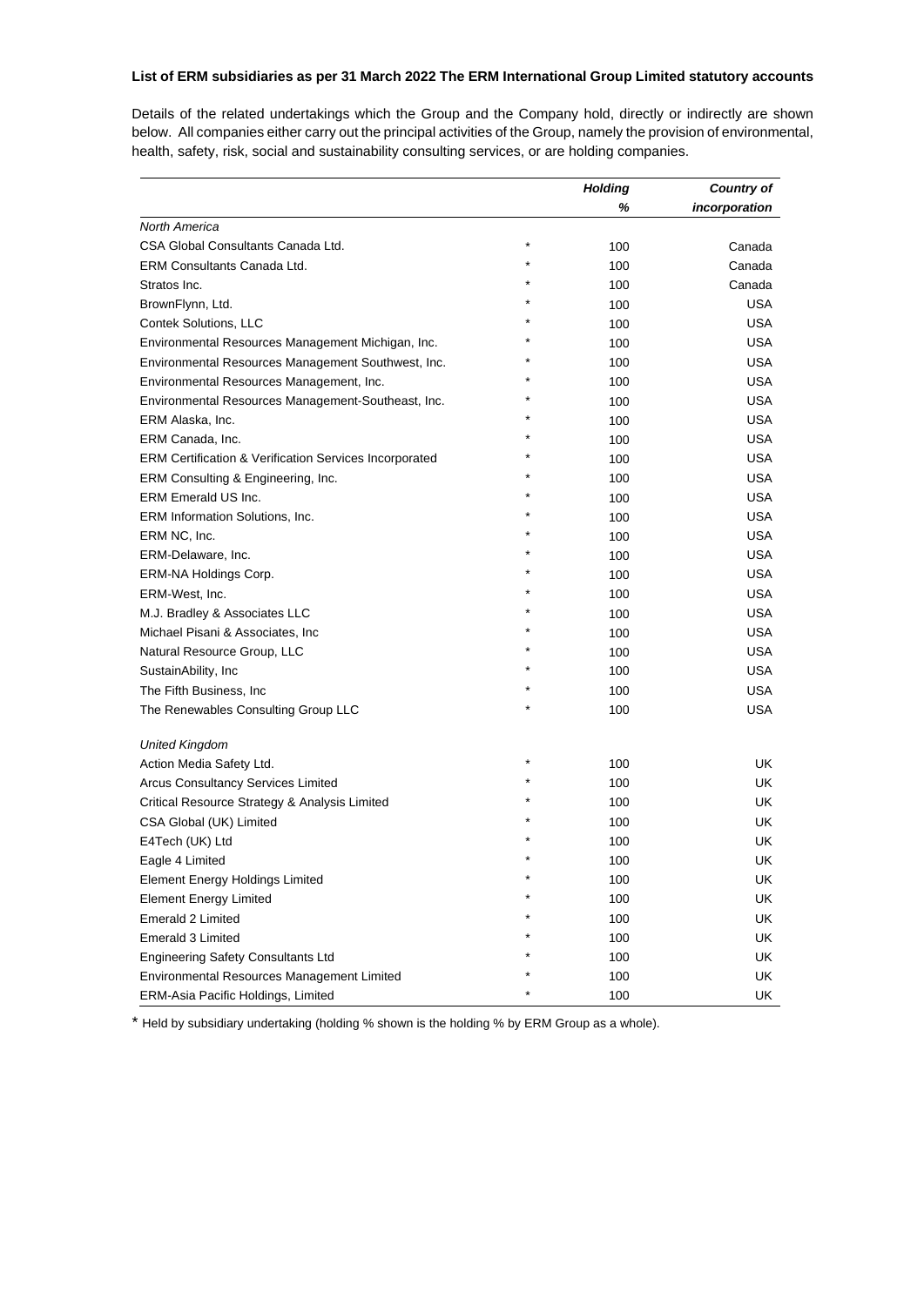**List of ERM subsidiaries as per 31 March 2022 The ERM International Group Limited statutory accounts**

Details of the related undertakings which the Group and the Company hold, directly or indirectly are shown below. All companies either carry out the principal activities of the Group, namely the provision of environmental, health, safety, risk, social and sustainability consulting services, or are holding companies.

| | | ***Holding %*** | ***Country of incorporation*** |
|---|---|---|---|
| *North America* | | | |
| CSA Global Consultants Canada Ltd. | * | 100 | Canada |
| ERM Consultants Canada Ltd. | * | 100 | Canada |
| Stratos Inc. | * | 100 | Canada |
| BrownFlynn, Ltd. | * | 100 | USA |
| Contek Solutions, LLC | * | 100 | USA |
| Environmental Resources Management Michigan, Inc. | * | 100 | USA |
| Environmental Resources Management Southwest, Inc. | * | 100 | USA |
| Environmental Resources Management, Inc. | * | 100 | USA |
| Environmental Resources Management-Southeast, Inc. | * | 100 | USA |
| ERM Alaska, Inc. | * | 100 | USA |
| ERM Canada, Inc. | * | 100 | USA |
| ERM Certification & Verification Services Incorporated | * | 100 | USA |
| ERM Consulting & Engineering, Inc. | * | 100 | USA |
| ERM Emerald US Inc. | * | 100 | USA |
| ERM Information Solutions, Inc. | * | 100 | USA |
| ERM NC, Inc. | * | 100 | USA |
| ERM-Delaware, Inc. | * | 100 | USA |
| ERM-NA Holdings Corp. | * | 100 | USA |
| ERM-West, Inc. | * | 100 | USA |
| M.J. Bradley & Associates LLC | * | 100 | USA |
| Michael Pisani & Associates, Inc | * | 100 | USA |
| Natural Resource Group, LLC | * | 100 | USA |
| SustainAbility, Inc | * | 100 | USA |
| The Fifth Business, Inc | * | 100 | USA |
| The Renewables Consulting Group LLC | * | 100 | USA |
| | | | |
| *United Kingdom* | | | |
| Action Media Safety Ltd. | * | 100 | UK |
| Arcus Consultancy Services Limited | * | 100 | UK |
| Critical Resource Strategy & Analysis Limited | * | 100 | UK |
| CSA Global (UK) Limited | * | 100 | UK |
| E4Tech (UK) Ltd | * | 100 | UK |
| Eagle 4 Limited | * | 100 | UK |
| Element Energy Holdings Limited | * | 100 | UK |
| Element Energy Limited | * | 100 | UK |
| Emerald 2 Limited | * | 100 | UK |
| Emerald 3 Limited | * | 100 | UK |
| Engineering Safety Consultants Ltd | * | 100 | UK |
| Environmental Resources Management Limited | * | 100 | UK |
| ERM-Asia Pacific Holdings, Limited | * | 100 | UK |

* Held by subsidiary undertaking (holding % shown is the holding % by ERM Group as a whole).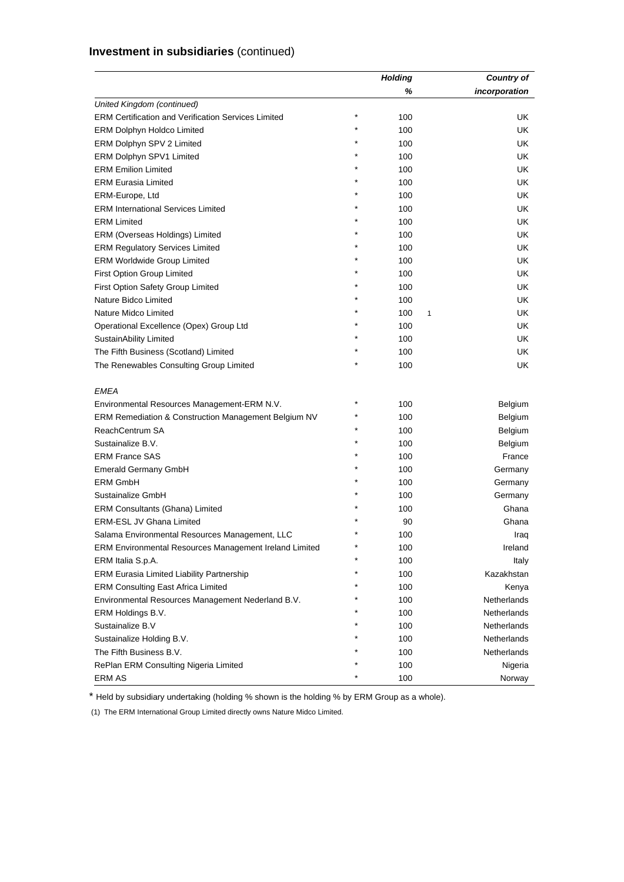## Investment in subsidiaries (continued)

| | | ***Holding*** | | ***Country of*** |
|---|---|---|---|---|
| | | ***%*** | | ***incorporation*** |
| *United Kingdom (continued)* | | | | |
| ERM Certification and Verification Services Limited | * | 100 | | UK |
| ERM Dolphyn Holdco Limited | * | 100 | | UK |
| ERM Dolphyn SPV 2 Limited | * | 100 | | UK |
| ERM Dolphyn SPV1 Limited | * | 100 | | UK |
| ERM Emilion Limited | * | 100 | | UK |
| ERM Eurasia Limited | * | 100 | | UK |
| ERM-Europe, Ltd | * | 100 | | UK |
| ERM International Services Limited | * | 100 | | UK |
| ERM Limited | * | 100 | | UK |
| ERM (Overseas Holdings) Limited | * | 100 | | UK |
| ERM Regulatory Services Limited | * | 100 | | UK |
| ERM Worldwide Group Limited | * | 100 | | UK |
| First Option Group Limited | * | 100 | | UK |
| First Option Safety Group Limited | * | 100 | | UK |
| Nature Bidco Limited | * | 100 | | UK |
| Nature Midco Limited | * | 100 | 1 | UK |
| Operational Excellence (Opex) Group Ltd | * | 100 | | UK |
| SustainAbility Limited | * | 100 | | UK |
| The Fifth Business (Scotland) Limited | * | 100 | | UK |
| The Renewables Consulting Group Limited | * | 100 | | UK |
| | | | | |
| *EMEA* | | | | |
| Environmental Resources Management-ERM N.V. | * | 100 | | Belgium |
| ERM Remediation & Construction Management Belgium NV | * | 100 | | Belgium |
| ReachCentrum SA | * | 100 | | Belgium |
| Sustainalize B.V. | * | 100 | | Belgium |
| ERM France SAS | * | 100 | | France |
| Emerald Germany GmbH | * | 100 | | Germany |
| ERM GmbH | * | 100 | | Germany |
| Sustainalize GmbH | * | 100 | | Germany |
| ERM Consultants (Ghana) Limited | * | 100 | | Ghana |
| ERM-ESL JV Ghana Limited | * | 90 | | Ghana |
| Salama Environmental Resources Management, LLC | * | 100 | | Iraq |
| ERM Environmental Resources Management Ireland Limited | * | 100 | | Ireland |
| ERM Italia S.p.A. | * | 100 | | Italy |
| ERM Eurasia Limited Liability Partnership | * | 100 | | Kazakhstan |
| ERM Consulting East Africa Limited | * | 100 | | Kenya |
| Environmental Resources Management Nederland B.V. | * | 100 | | Netherlands |
| ERM Holdings B.V. | * | 100 | | Netherlands |
| Sustainalize B.V | * | 100 | | Netherlands |
| Sustainalize Holding B.V. | * | 100 | | Netherlands |
| The Fifth Business B.V. | * | 100 | | Netherlands |
| RePlan ERM Consulting Nigeria Limited | * | 100 | | Nigeria |
| ERM AS | * | 100 | | Norway |

\* Held by subsidiary undertaking (holding % shown is the holding % by ERM Group as a whole).

(1) The ERM International Group Limited directly owns Nature Midco Limited.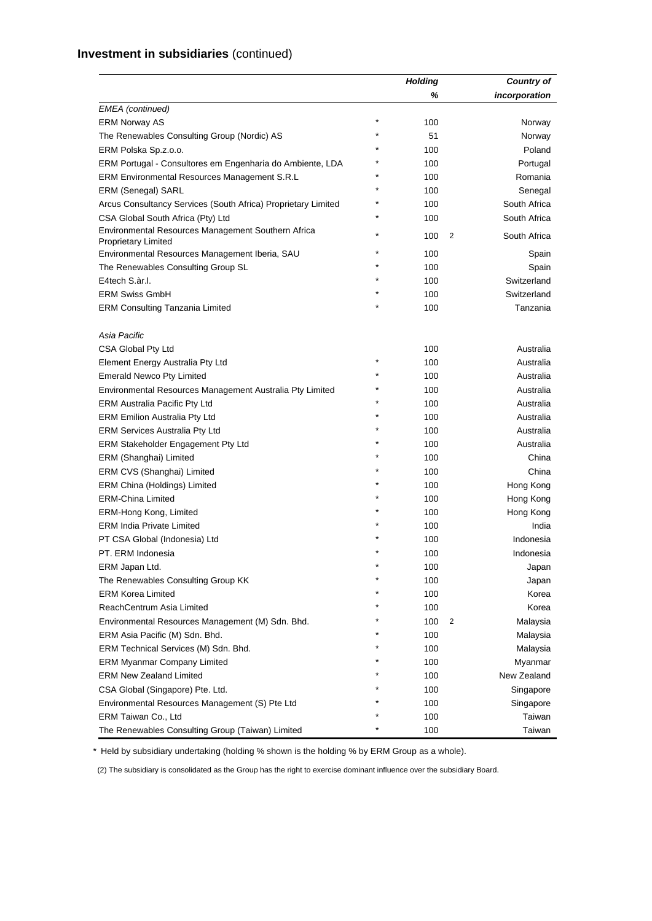# Investment in subsidiaries (continued)

| | | Holding % | | Country of incorporation |
|---|---|---|---|---|
| *EMEA (continued)* | | | | |
| ERM Norway AS | * | 100 | | Norway |
| The Renewables Consulting Group (Nordic) AS | * | 51 | | Norway |
| ERM Polska Sp.z.o.o. | * | 100 | | Poland |
| ERM Portugal - Consultores em Engenharia do Ambiente, LDA | * | 100 | | Portugal |
| ERM Environmental Resources Management S.R.L | * | 100 | | Romania |
| ERM (Senegal) SARL | * | 100 | | Senegal |
| Arcus Consultancy Services (South Africa) Proprietary Limited | * | 100 | | South Africa |
| CSA Global South Africa (Pty) Ltd | * | 100 | | South Africa |
| Environmental Resources Management Southern Africa Proprietary Limited | * | 100 | 2 | South Africa |
| Environmental Resources Management Iberia, SAU | * | 100 | | Spain |
| The Renewables Consulting Group SL | * | 100 | | Spain |
| E4tech S.àr.l. | * | 100 | | Switzerland |
| ERM Swiss GmbH | * | 100 | | Switzerland |
| ERM Consulting Tanzania Limited | * | 100 | | Tanzania |
| | | | | |
| *Asia Pacific* | | | | |
| CSA Global Pty Ltd | | 100 | | Australia |
| Element Energy Australia Pty Ltd | * | 100 | | Australia |
| Emerald Newco Pty Limited | * | 100 | | Australia |
| Environmental Resources Management Australia Pty Limited | * | 100 | | Australia |
| ERM Australia Pacific Pty Ltd | * | 100 | | Australia |
| ERM Emilion Australia Pty Ltd | * | 100 | | Australia |
| ERM Services Australia Pty Ltd | * | 100 | | Australia |
| ERM Stakeholder Engagement Pty Ltd | * | 100 | | Australia |
| ERM (Shanghai) Limited | * | 100 | | China |
| ERM CVS (Shanghai) Limited | * | 100 | | China |
| ERM China (Holdings) Limited | * | 100 | | Hong Kong |
| ERM-China Limited | * | 100 | | Hong Kong |
| ERM-Hong Kong, Limited | * | 100 | | Hong Kong |
| ERM India Private Limited | * | 100 | | India |
| PT CSA Global (Indonesia) Ltd | * | 100 | | Indonesia |
| PT. ERM Indonesia | * | 100 | | Indonesia |
| ERM Japan Ltd. | * | 100 | | Japan |
| The Renewables Consulting Group KK | * | 100 | | Japan |
| ERM Korea Limited | * | 100 | | Korea |
| ReachCentrum Asia Limited | * | 100 | | Korea |
| Environmental Resources Management (M) Sdn. Bhd. | * | 100 | 2 | Malaysia |
| ERM Asia Pacific (M) Sdn. Bhd. | * | 100 | | Malaysia |
| ERM Technical Services (M) Sdn. Bhd. | * | 100 | | Malaysia |
| ERM Myanmar Company Limited | * | 100 | | Myanmar |
| ERM New Zealand Limited | * | 100 | | New Zealand |
| CSA Global (Singapore) Pte. Ltd. | * | 100 | | Singapore |
| Environmental Resources Management (S) Pte Ltd | * | 100 | | Singapore |
| ERM Taiwan Co., Ltd | * | 100 | | Taiwan |
| The Renewables Consulting Group (Taiwan) Limited | * | 100 | | Taiwan |

\* Held by subsidiary undertaking (holding % shown is the holding % by ERM Group as a whole).

(2) The subsidiary is consolidated as the Group has the right to exercise dominant influence over the subsidiary Board.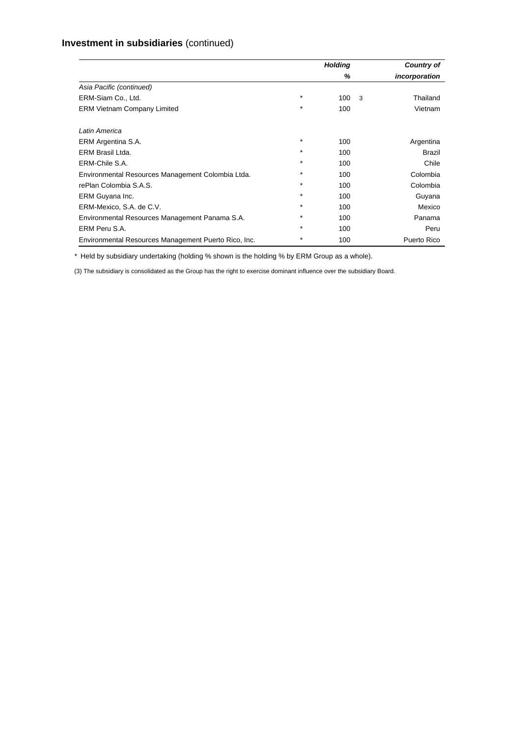## **Investment in subsidiaries** (continued)

| | | Holding % | | Country of incorporation |
|---|---|---|---|---|
| *Asia Pacific (continued)* | | | | |
| ERM-Siam Co., Ltd. | * | 100 | 3 | Thailand |
| ERM Vietnam Company Limited | * | 100 | | Vietnam |
| *Latin America* | | | | |
| ERM Argentina S.A. | * | 100 | | Argentina |
| ERM Brasil Ltda. | * | 100 | | Brazil |
| ERM-Chile S.A. | * | 100 | | Chile |
| Environmental Resources Management Colombia Ltda. | * | 100 | | Colombia |
| rePlan Colombia S.A.S. | * | 100 | | Colombia |
| ERM Guyana Inc. | * | 100 | | Guyana |
| ERM-Mexico, S.A. de C.V. | * | 100 | | Mexico |
| Environmental Resources Management Panama S.A. | * | 100 | | Panama |
| ERM Peru S.A. | * | 100 | | Peru |
| Environmental Resources Management Puerto Rico, Inc. | * | 100 | | Puerto Rico |

\* Held by subsidiary undertaking (holding % shown is the holding % by ERM Group as a whole).

(3) The subsidiary is consolidated as the Group has the right to exercise dominant influence over the subsidiary Board.